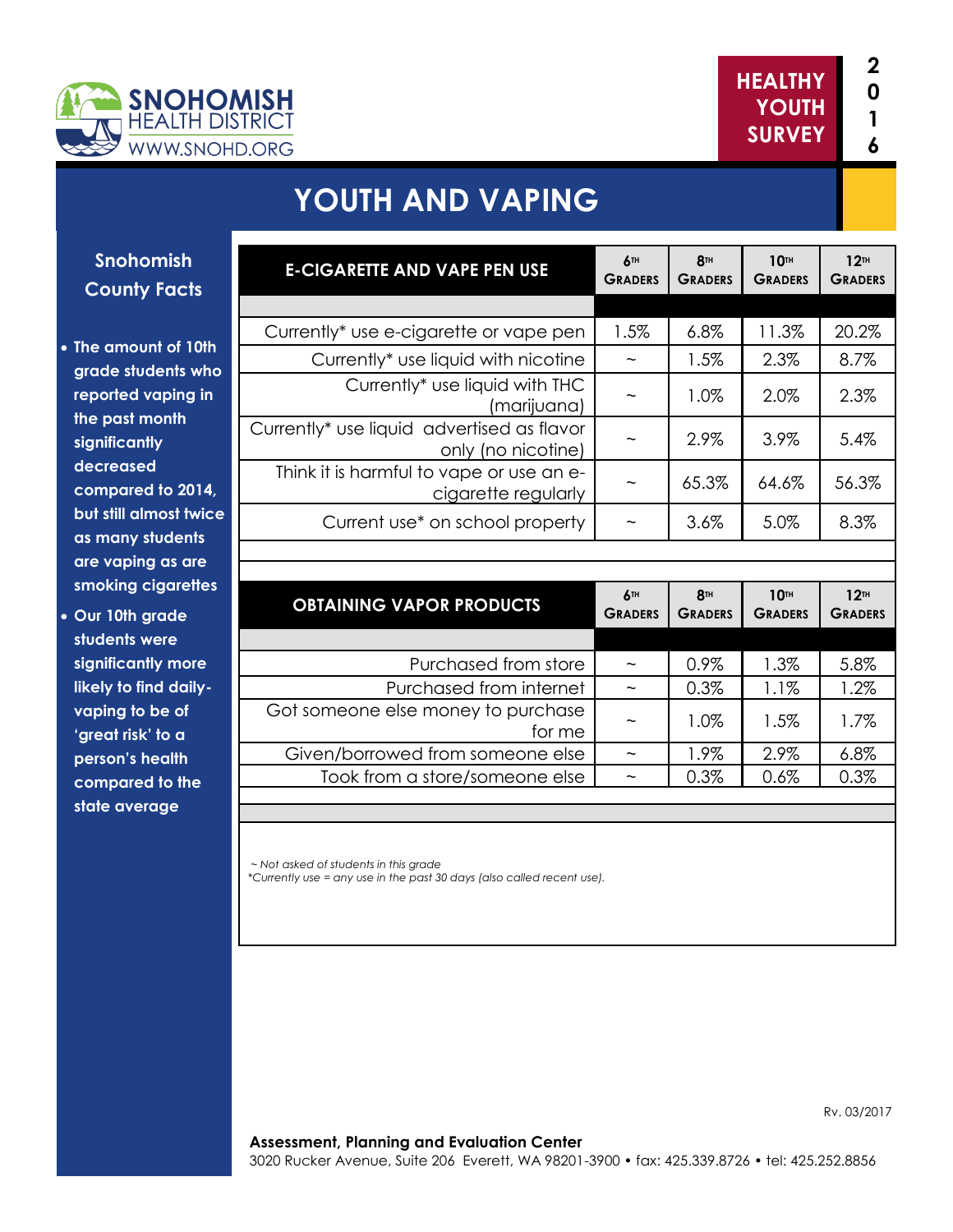SNOHOMISH HEALTH DISTRICT
WWW.SNOHD.ORG

HEALTHY YOUTH SURVEY 2016

# YOUTH AND VAPING

## Snohomish County Facts

- The amount of 10th grade students who reported vaping in the past month significantly decreased compared to 2014, but still almost twice as many students are vaping as are smoking cigarettes
- Our 10th grade students were significantly more likely to find daily-vaping to be of 'great risk' to a person's health compared to the state average

| E-CIGARETTE AND VAPE PEN USE | 6TH GRADERS | 8TH GRADERS | 10TH GRADERS | 12TH GRADERS |
|---|---|---|---|---|
| Currently* use e-cigarette or vape pen | 1.5% | 6.8% | 11.3% | 20.2% |
| Currently* use liquid with nicotine | ~ | 1.5% | 2.3% | 8.7% |
| Currently* use liquid with THC (marijuana) | ~ | 1.0% | 2.0% | 2.3% |
| Currently* use liquid advertised as flavor only (no nicotine) | ~ | 2.9% | 3.9% | 5.4% |
| Think it is harmful to vape or use an e-cigarette regularly | ~ | 65.3% | 64.6% | 56.3% |
| Current use* on school property | ~ | 3.6% | 5.0% | 8.3% |

| OBTAINING VAPOR PRODUCTS | 6TH GRADERS | 8TH GRADERS | 10TH GRADERS | 12TH GRADERS |
|---|---|---|---|---|
| Purchased from store | ~ | 0.9% | 1.3% | 5.8% |
| Purchased from internet | ~ | 0.3% | 1.1% | 1.2% |
| Got someone else money to purchase for me | ~ | 1.0% | 1.5% | 1.7% |
| Given/borrowed from someone else | ~ | 1.9% | 2.9% | 6.8% |
| Took from a store/someone else | ~ | 0.3% | 0.6% | 0.3% |

*~ Not asked of students in this grade*
*\*Currently use = any use in the past 30 days (also called recent use).*

Rv. 03/2017

**Assessment, Planning and Evaluation Center**
3020 Rucker Avenue, Suite 206 Everett, WA 98201-3900 • fax: 425.339.8726 • tel: 425.252.8856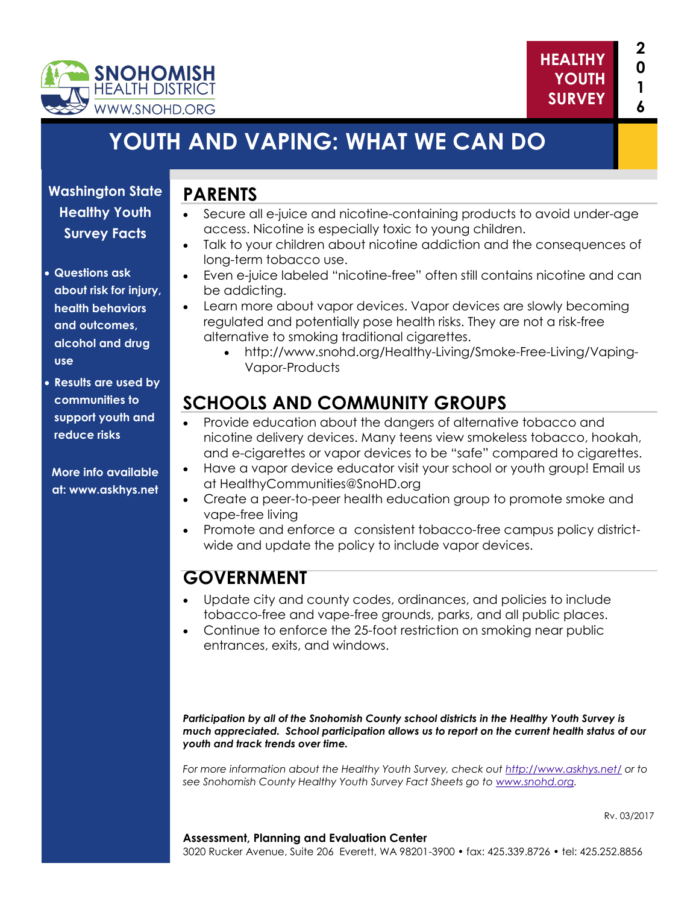SNOHOMISH HEALTH DISTRICT
WWW.SNOHD.ORG

HEALTHY YOUTH SURVEY 2016

# YOUTH AND VAPING: WHAT WE CAN DO

## PARENTS

- Secure all e-juice and nicotine-containing products to avoid under-age access. Nicotine is especially toxic to young children.
- Talk to your children about nicotine addiction and the consequences of long-term tobacco use.
- Even e-juice labeled "nicotine-free" often still contains nicotine and can be addicting.
- Learn more about vapor devices. Vapor devices are slowly becoming regulated and potentially pose health risks. They are not a risk-free alternative to smoking traditional cigarettes.
  - http://www.snohd.org/Healthy-Living/Smoke-Free-Living/Vaping-Vapor-Products

## SCHOOLS AND COMMUNITY GROUPS

- Provide education about the dangers of alternative tobacco and nicotine delivery devices. Many teens view smokeless tobacco, hookah, and e-cigarettes or vapor devices to be "safe" compared to cigarettes.
- Have a vapor device educator visit your school or youth group! Email us at HealthyCommunities@SnoHD.org
- Create a peer-to-peer health education group to promote smoke and vape-free living
- Promote and enforce a consistent tobacco-free campus policy district-wide and update the policy to include vapor devices.

## GOVERNMENT

- Update city and county codes, ordinances, and policies to include tobacco-free and vape-free grounds, parks, and all public places.
- Continue to enforce the 25-foot restriction on smoking near public entrances, exits, and windows.

**Washington State Healthy Youth Survey Facts**

- **Questions ask about risk for injury, health behaviors and outcomes, alcohol and drug use**
- **Results are used by communities to support youth and reduce risks**

**More info available at: www.askhys.net**

***Participation by all of the Snohomish County school districts in the Healthy Youth Survey is much appreciated. School participation allows us to report on the current health status of our youth and track trends over time.***

*For more information about the Healthy Youth Survey, check out http://www.askhys.net/ or to see Snohomish County Healthy Youth Survey Fact Sheets go to www.snohd.org.*

Rv. 03/2017

**Assessment, Planning and Evaluation Center**
3020 Rucker Avenue, Suite 206 Everett, WA 98201-3900 • fax: 425.339.8726 • tel: 425.252.8856